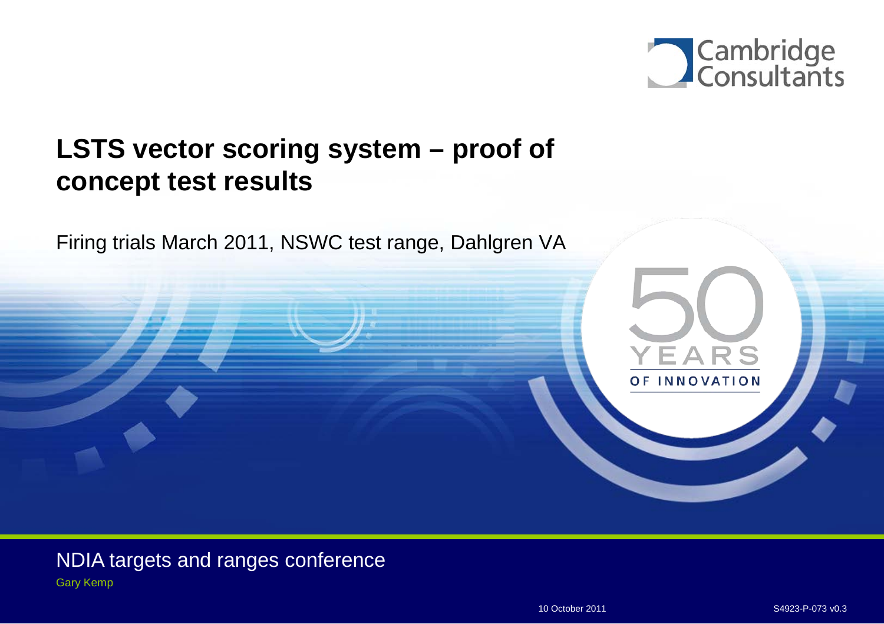# LSTS vector scoring system – proof of concept test results

Firing trials March 2011, NSWC test range, Dahlgren VA

NDIA targets and ranges conference

Gary Kemp

10 October 2011

S4923-P-073 v0.3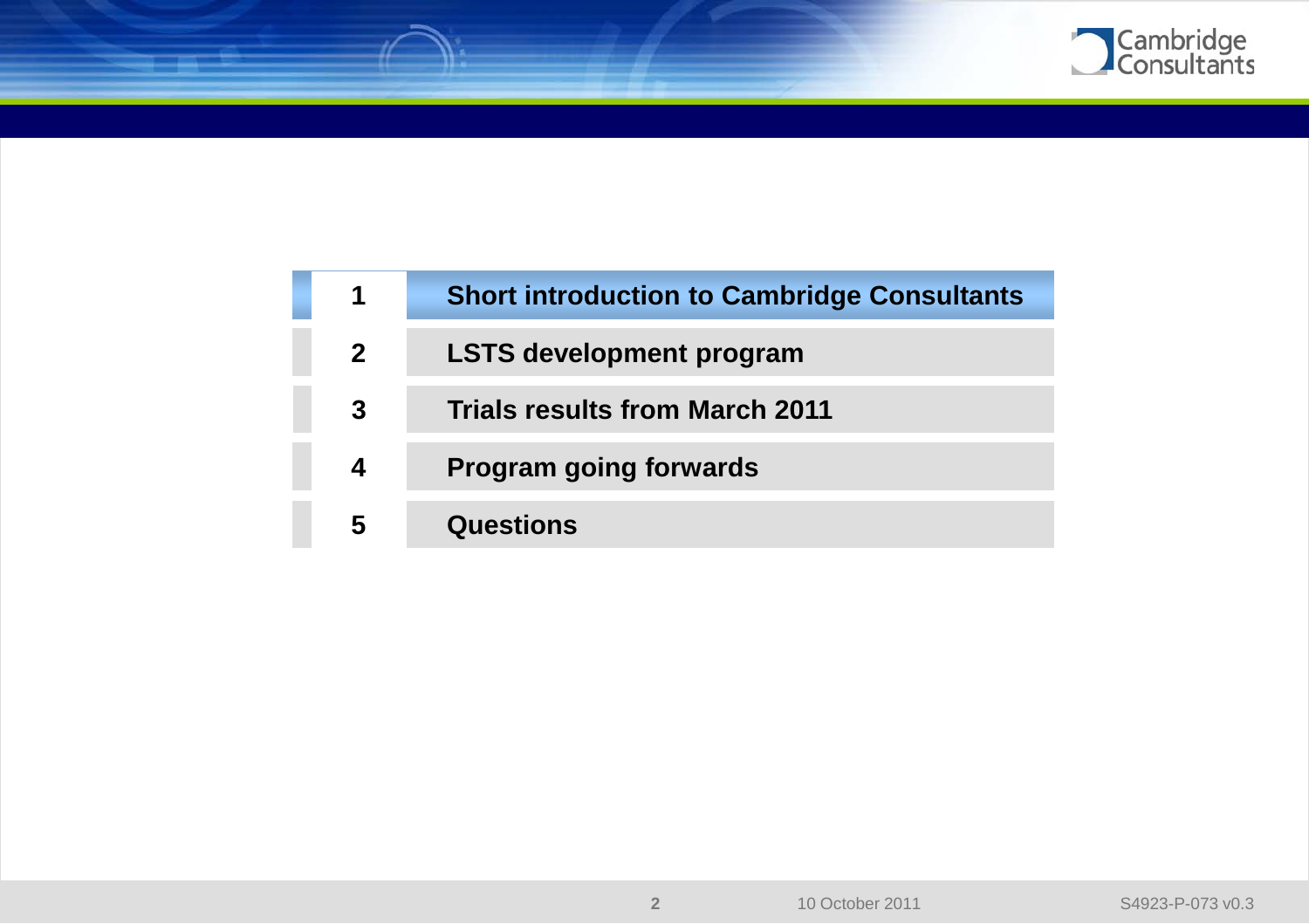| | |
|---|---|
| 1 | **Short introduction to Cambridge Consultants** |
| 2 | **LSTS development program** |
| 3 | **Trials results from March 2011** |
| 4 | **Program going forwards** |
| 5 | **Questions** |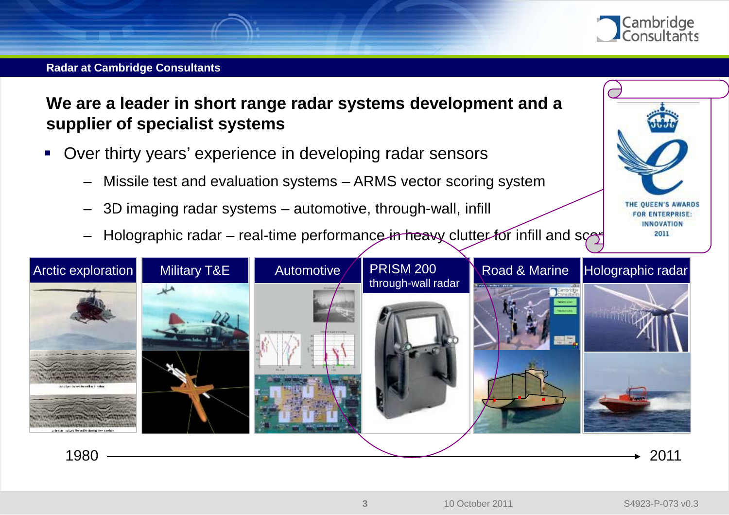## Radar at Cambridge Consultants

### We are a leader in short range radar systems development and a supplier of specialist systems

- Over thirty years' experience in developing radar sensors
  - Missile test and evaluation systems – ARMS vector scoring system
  - 3D imaging radar systems – automotive, through-wall, infill
  - Holographic radar – real-time performance in heavy clutter for infill and scor

THE QUEEN'S AWARDS FOR ENTERPRISE: INNOVATION 2011

| Arctic exploration | Military T&E | Automotive | PRISM 200 through-wall radar | Road & Marine | Holographic radar |
|---|---|---|---|---|---|

1980 → 2011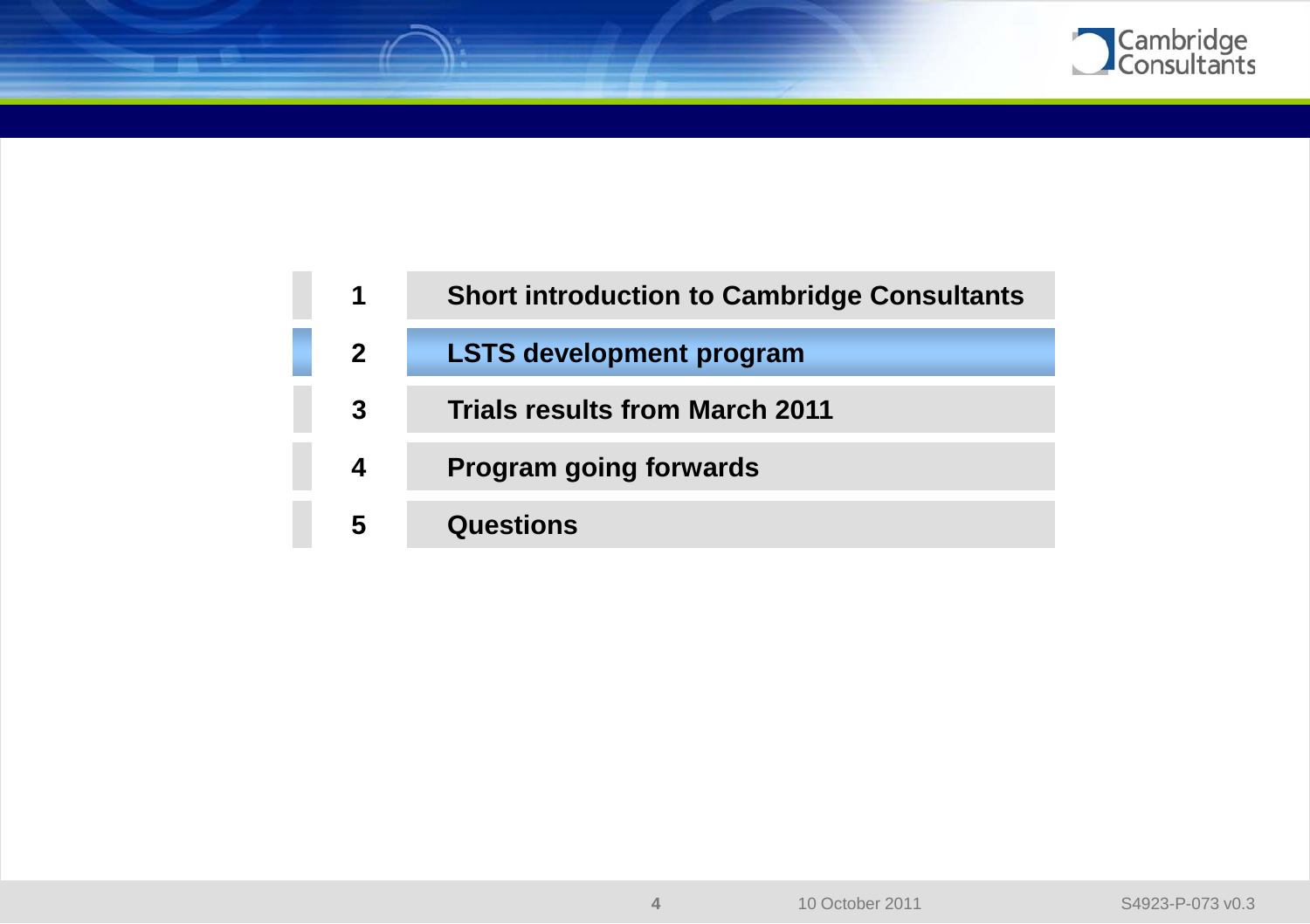1. Short introduction to Cambridge Consultants
2. **LSTS development program**
3. Trials results from March 2011
4. Program going forwards
5. Questions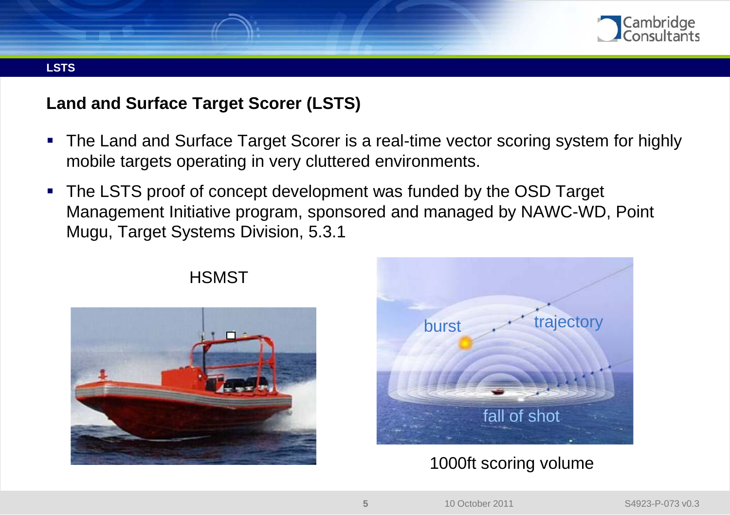## Land and Surface Target Scorer (LSTS)

- The Land and Surface Target Scorer is a real-time vector scoring system for highly mobile targets operating in very cluttered environments.
- The LSTS proof of concept development was funded by the OSD Target Management Initiative program, sponsored and managed by NAWC-WD, Point Mugu, Target Systems Division, 5.3.1

HSMST

1000ft scoring volume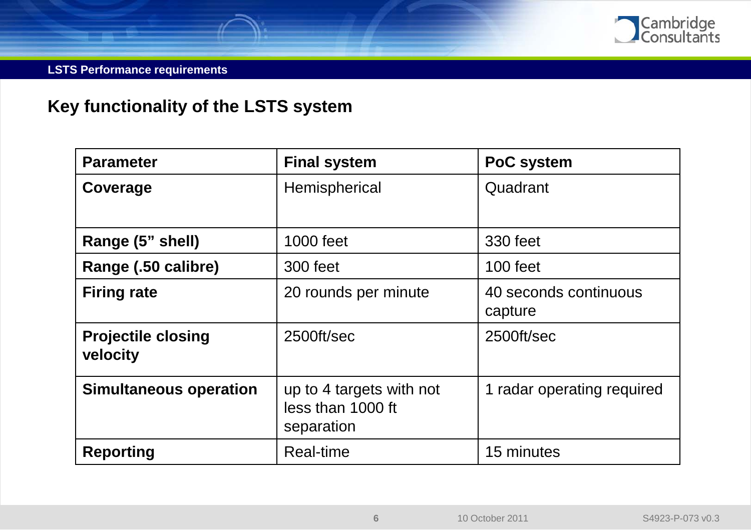## LSTS Performance requirements

# Key functionality of the LSTS system

| Parameter | Final system | PoC system |
| --- | --- | --- |
| **Coverage** | Hemispherical | Quadrant |
| **Range (5” shell)** | 1000 feet | 330 feet |
| **Range (.50 calibre)** | 300 feet | 100 feet |
| **Firing rate** | 20 rounds per minute | 40 seconds continuous capture |
| **Projectile closing velocity** | 2500ft/sec | 2500ft/sec |
| **Simultaneous operation** | up to 4 targets with not less than 1000 ft separation | 1 radar operating required |
| **Reporting** | Real-time | 15 minutes |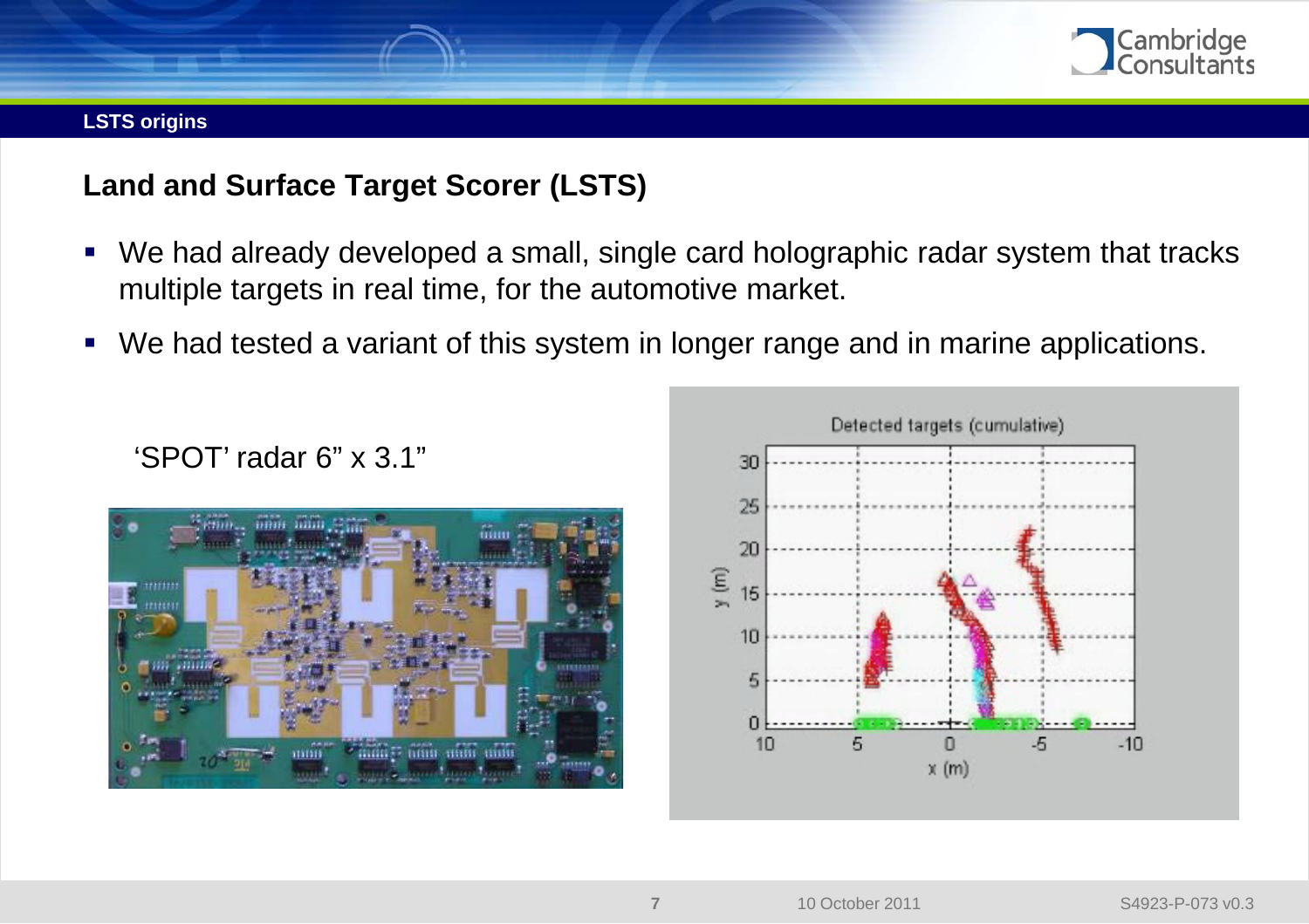LSTS origins

## Land and Surface Target Scorer (LSTS)

- We had already developed a small, single card holographic radar system that tracks multiple targets in real time, for the automotive market.
- We had tested a variant of this system in longer range and in marine applications.

'SPOT' radar 6" x 3.1"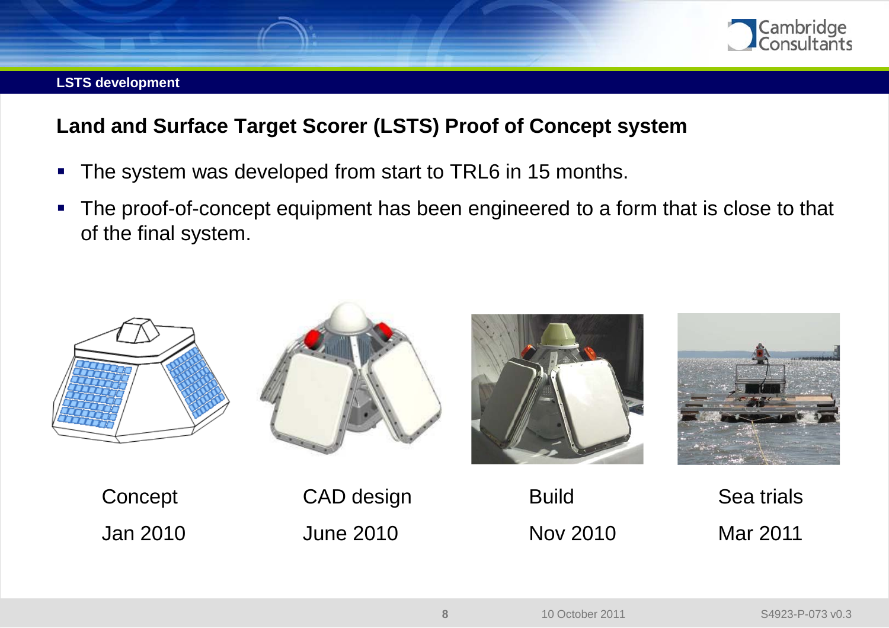## LSTS development

### Land and Surface Target Scorer (LSTS) Proof of Concept system

- The system was developed from start to TRL6 in 15 months.
- The proof-of-concept equipment has been engineered to a form that is close to that of the final system.

| Concept | CAD design | Build | Sea trials |
| --- | --- | --- | --- |
| Jan 2010 | June 2010 | Nov 2010 | Mar 2011 |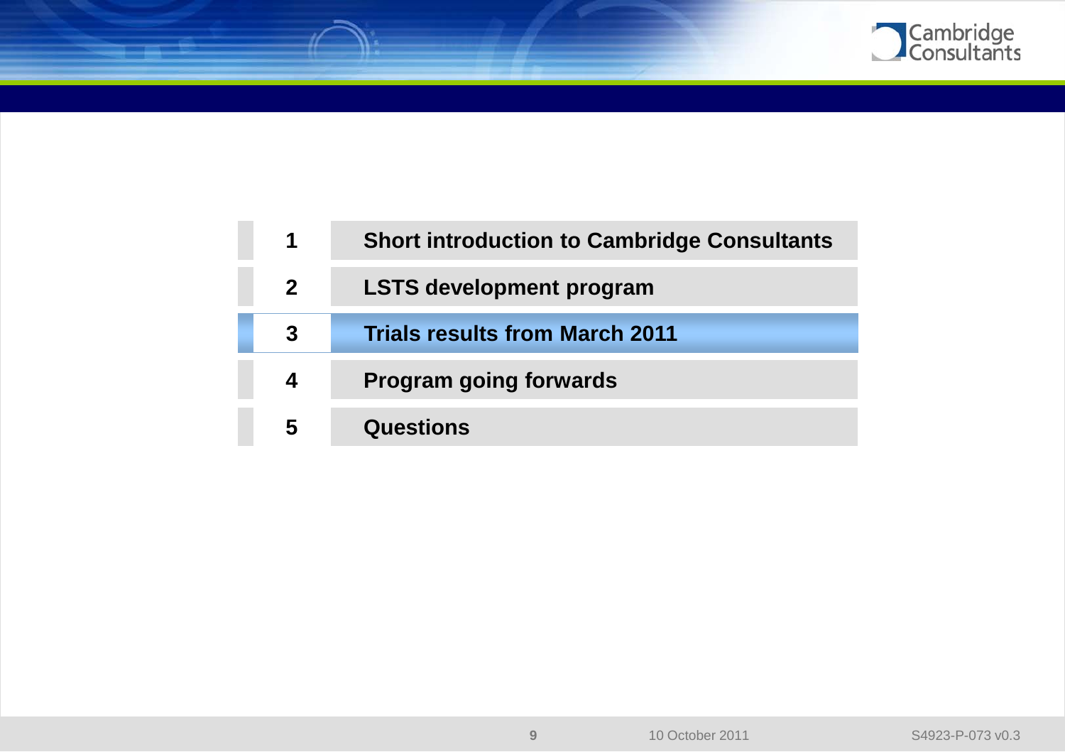| | |
|---|---|
| **1** | **Short introduction to Cambridge Consultants** |
| **2** | **LSTS development program** |
| **3** | **Trials results from March 2011** |
| **4** | **Program going forwards** |
| **5** | **Questions** |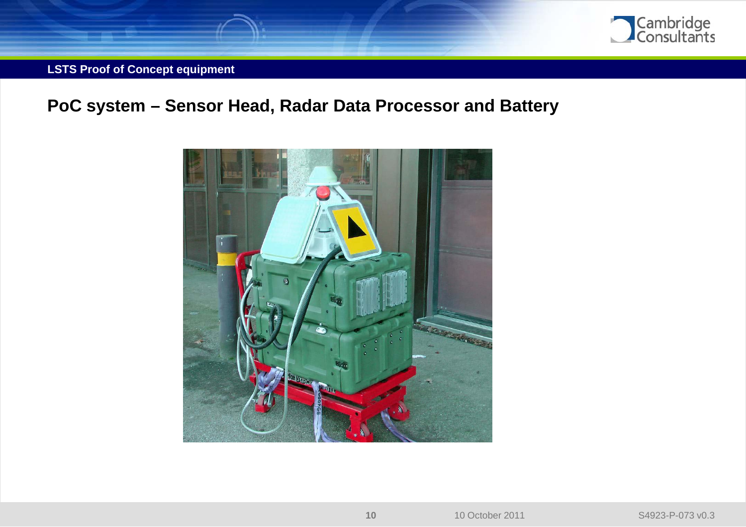## PoC system – Sensor Head, Radar Data Processor and Battery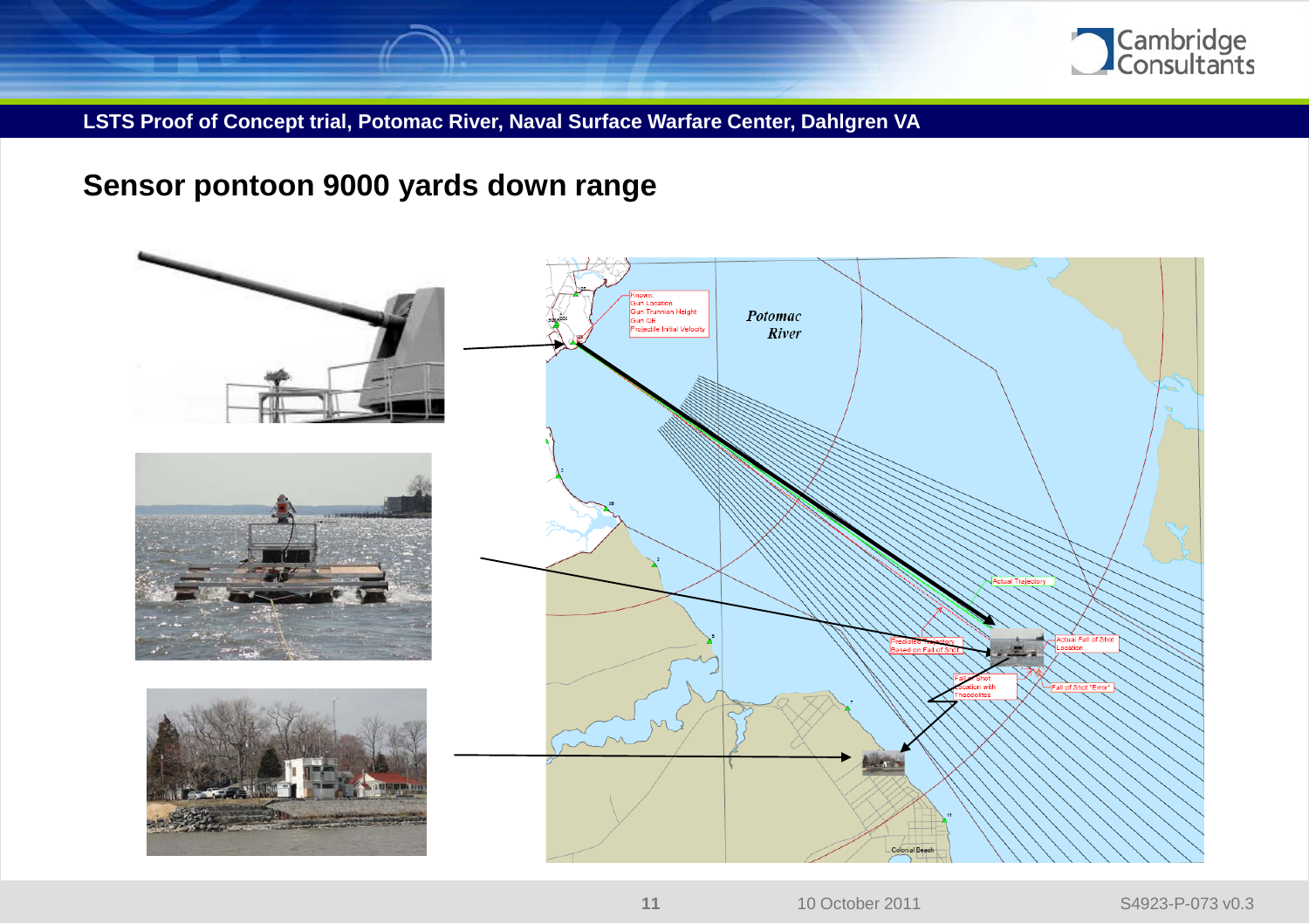**LSTS Proof of Concept trial, Potomac River, Naval Surface Warfare Center, Dahlgren VA**

## Sensor pontoon 9000 yards down range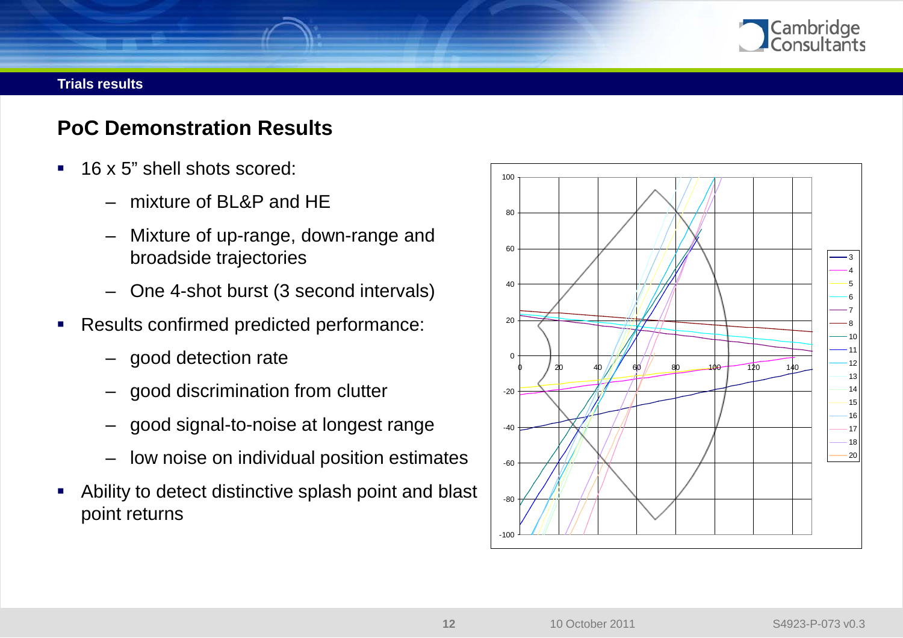## Trials results

# PoC Demonstration Results

- 16 x 5" shell shots scored:
  - mixture of BL&P and HE
  - Mixture of up-range, down-range and broadside trajectories
  - One 4-shot burst (3 second intervals)
- Results confirmed predicted performance:
  - good detection rate
  - good discrimination from clutter
  - good signal-to-noise at longest range
  - low noise on individual position estimates
- Ability to detect distinctive splash point and blast point returns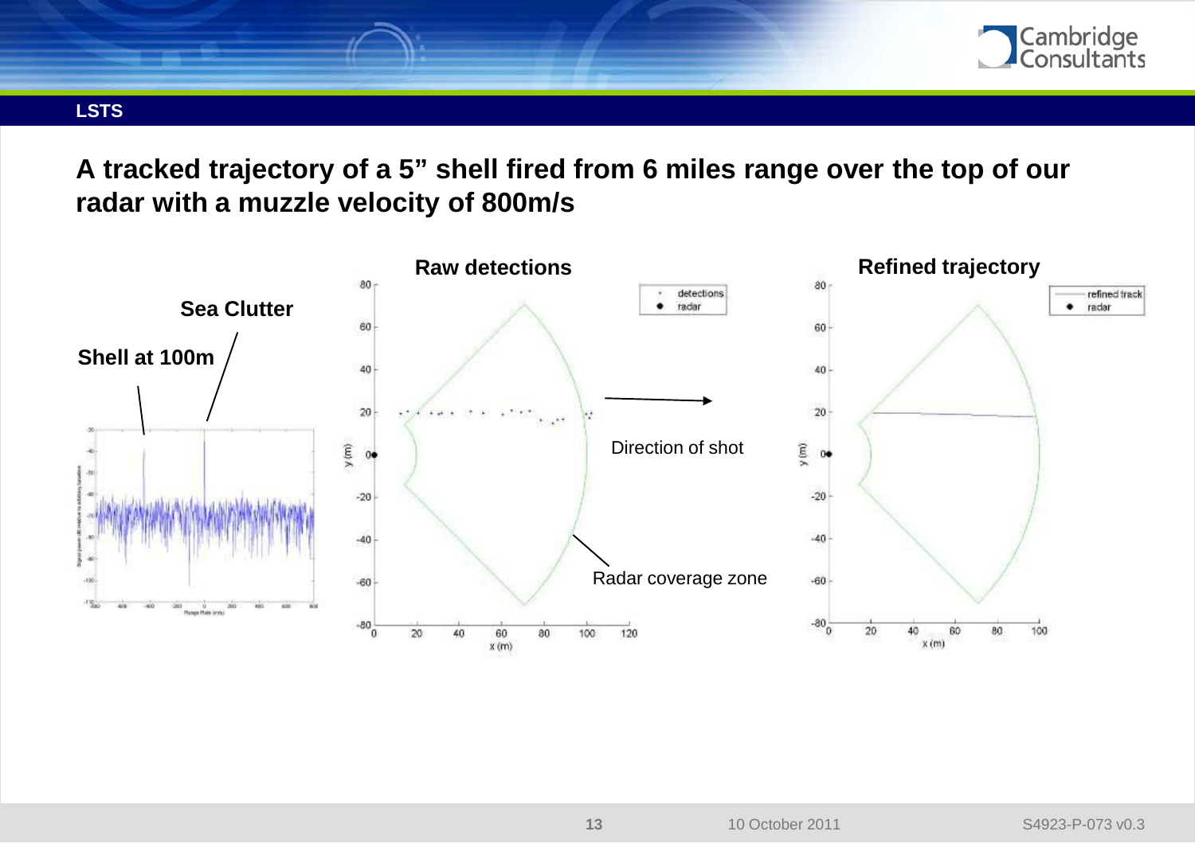## A tracked trajectory of a 5” shell fired from 6 miles range over the top of our radar with a muzzle velocity of 800m/s

**Sea Clutter**

**Shell at 100m**

**Raw detections**

Direction of shot

Radar coverage zone

**Refined trajectory**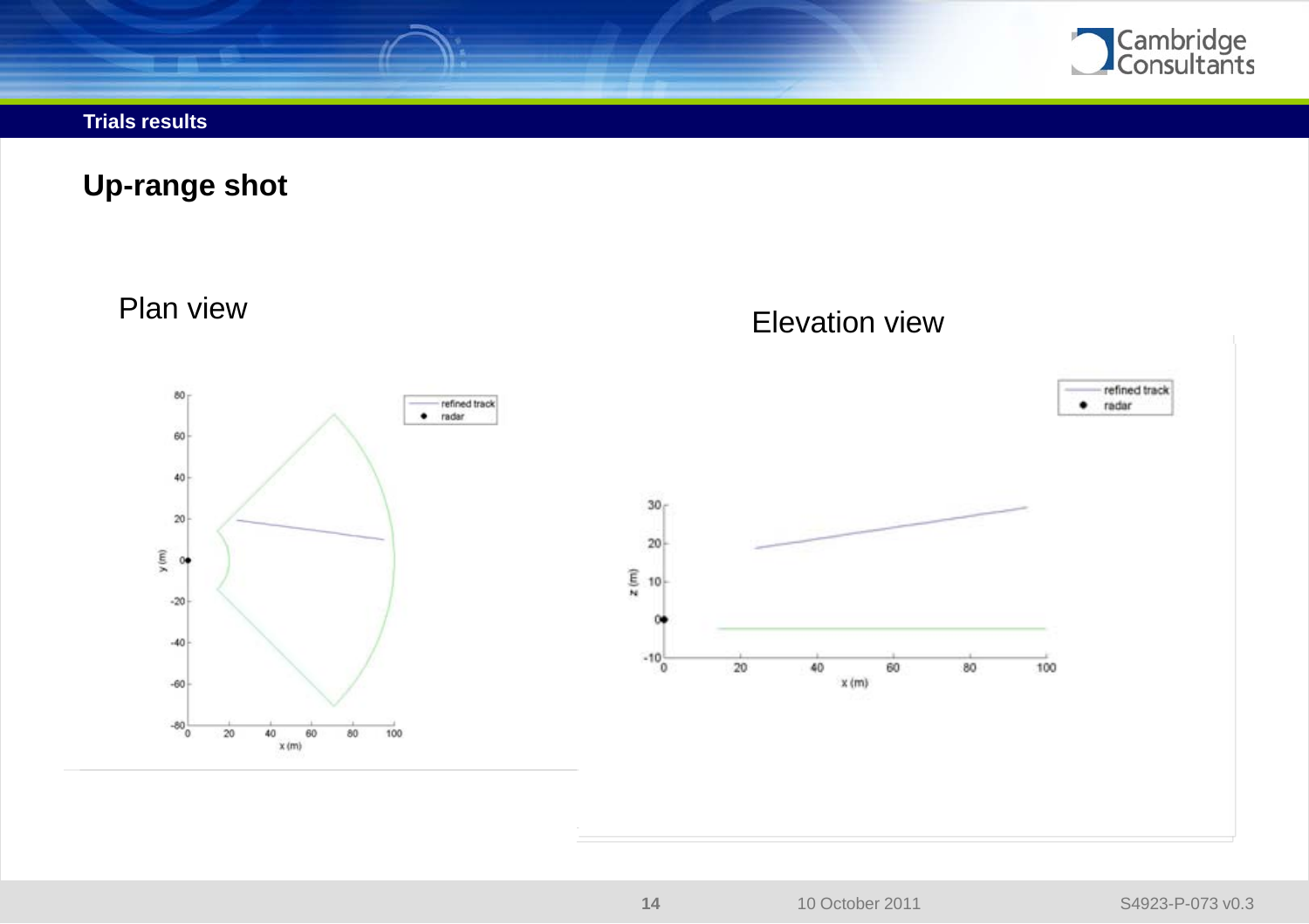## Trials results

# Up-range shot

Plan view

Elevation view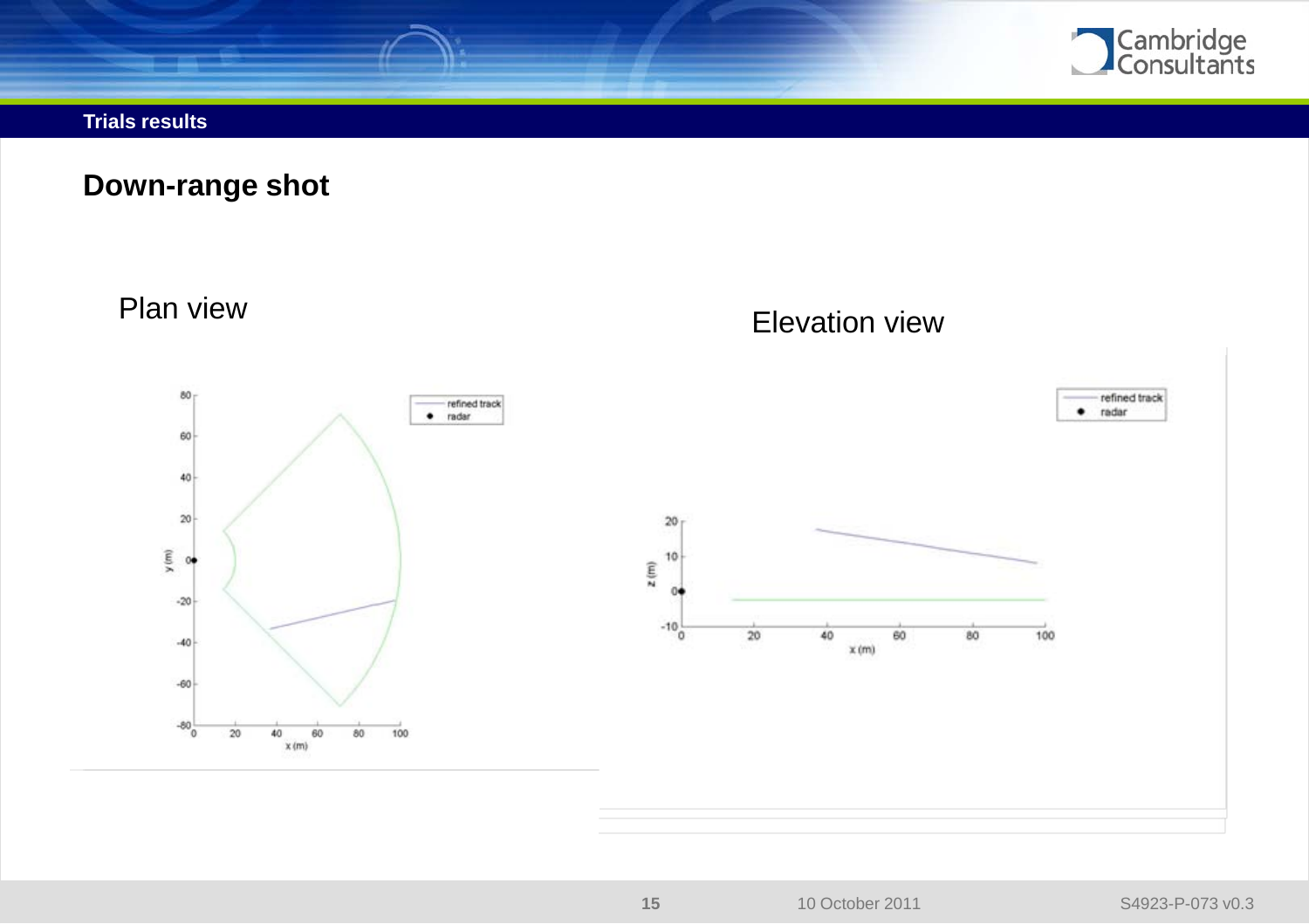## Trials results

### Down-range shot

Plan view

Elevation view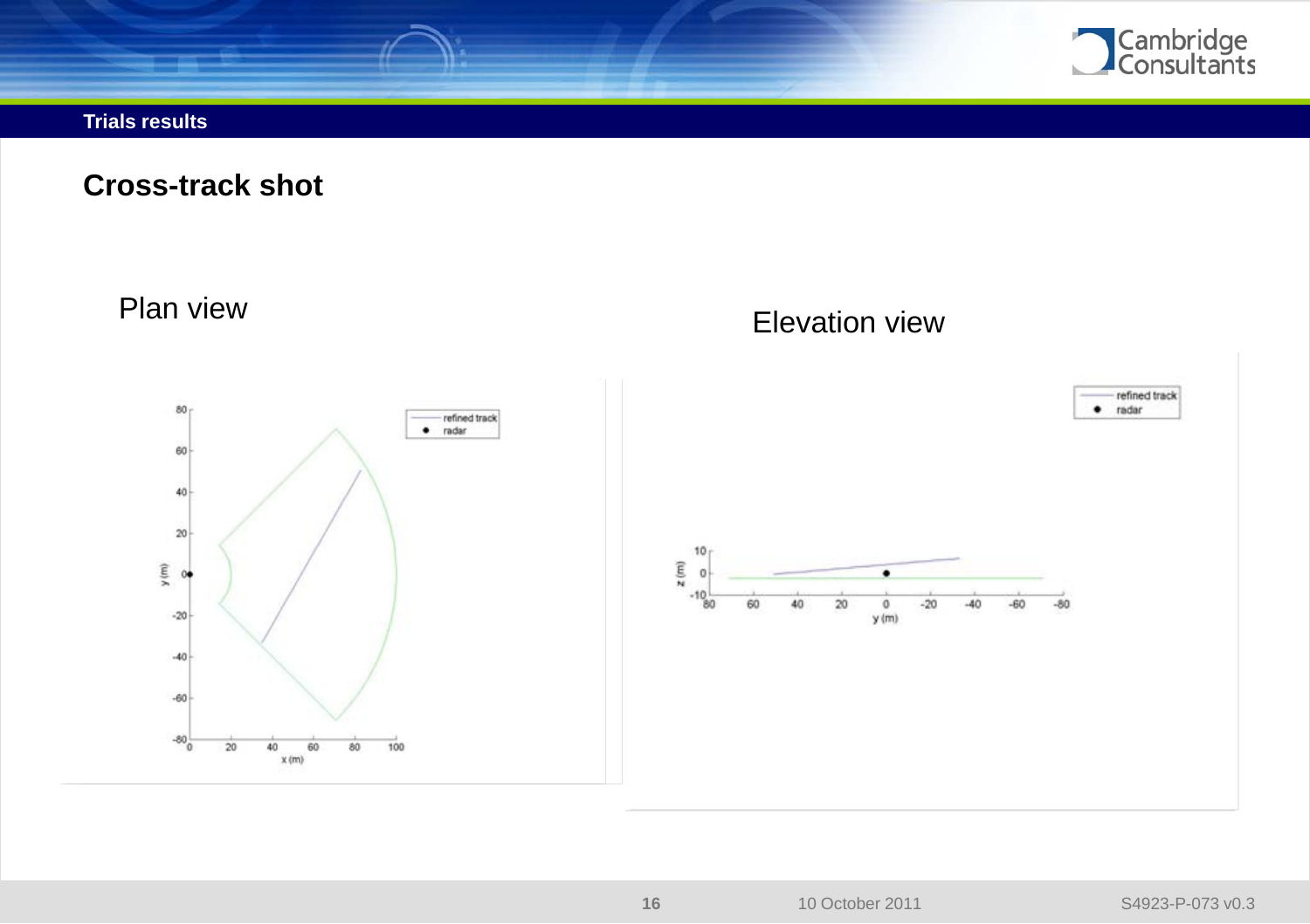**Trials results**

# Cross-track shot

Plan view

Elevation view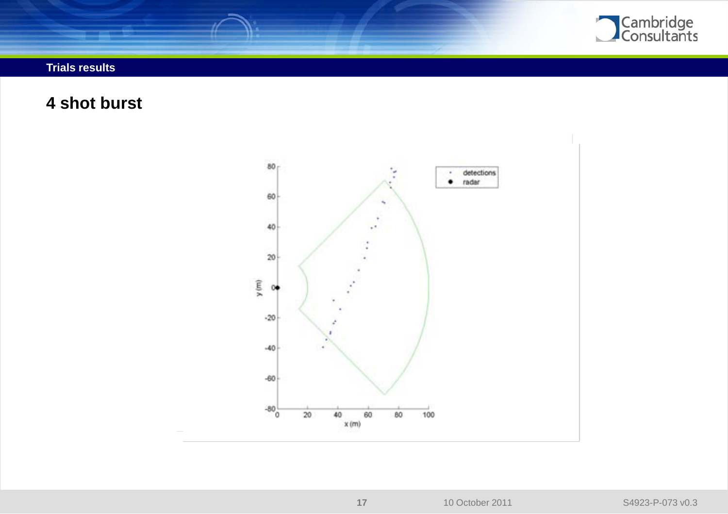Trials results

# 4 shot burst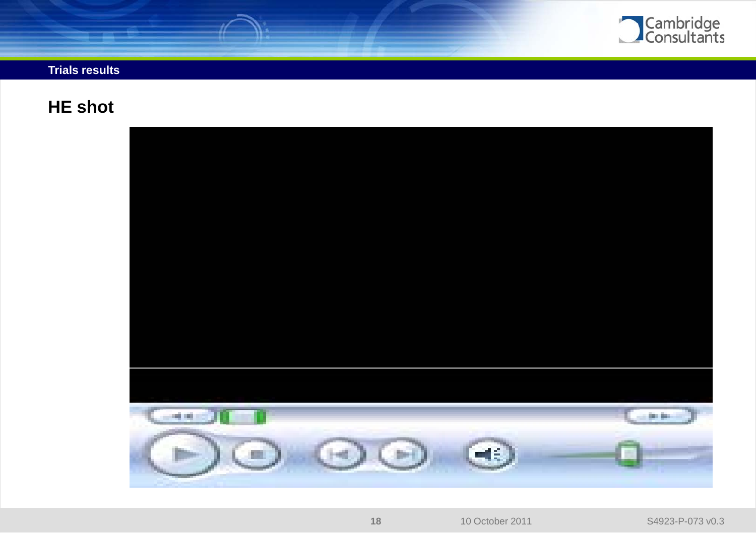## Trials results

### HE shot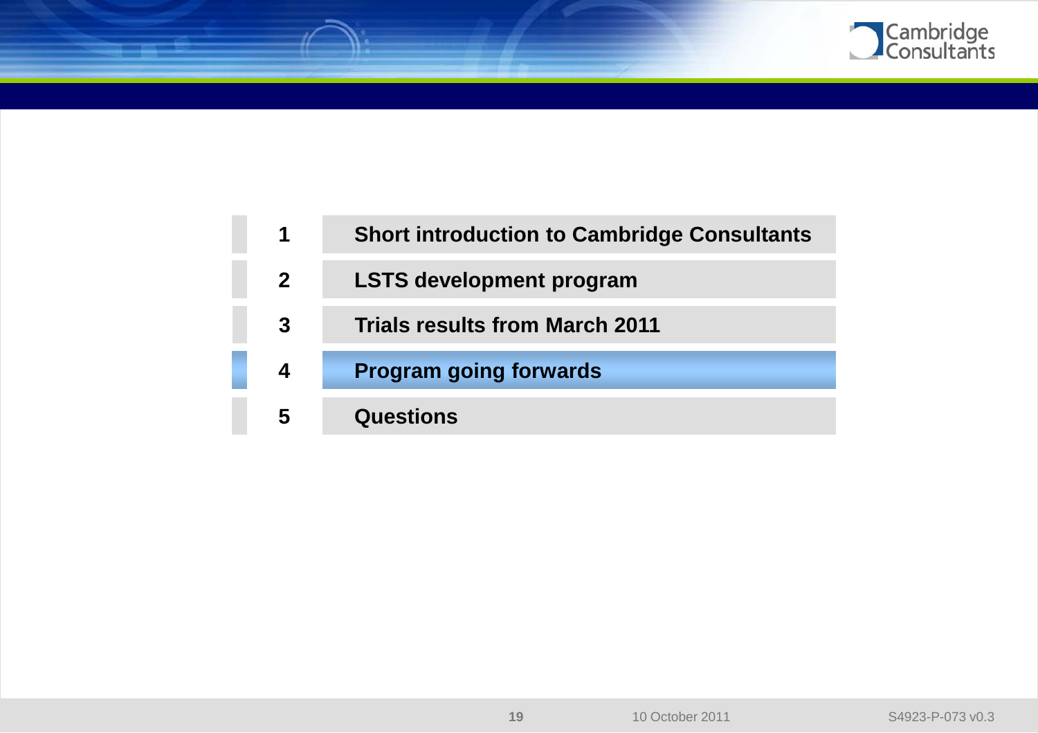1. Short introduction to Cambridge Consultants
2. LSTS development program
3. Trials results from March 2011
4. **Program going forwards**
5. Questions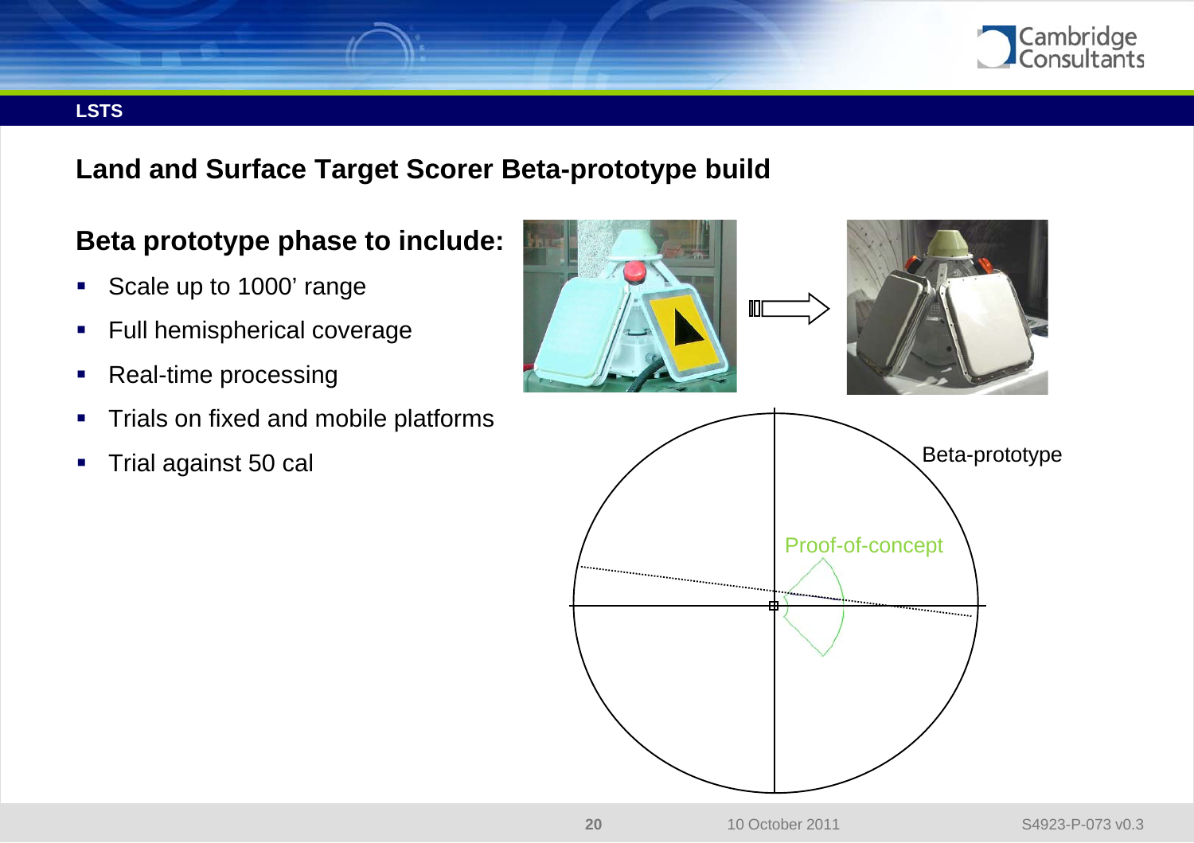LSTS

## Land and Surface Target Scorer Beta-prototype build

### Beta prototype phase to include:

- Scale up to 1000' range
- Full hemispherical coverage
- Real-time processing
- Trials on fixed and mobile platforms
- Trial against 50 cal

Beta-prototype

Proof-of-concept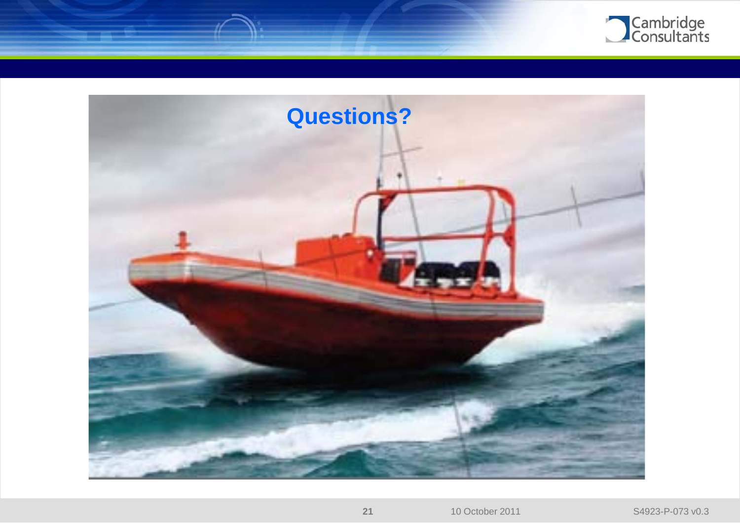# Questions?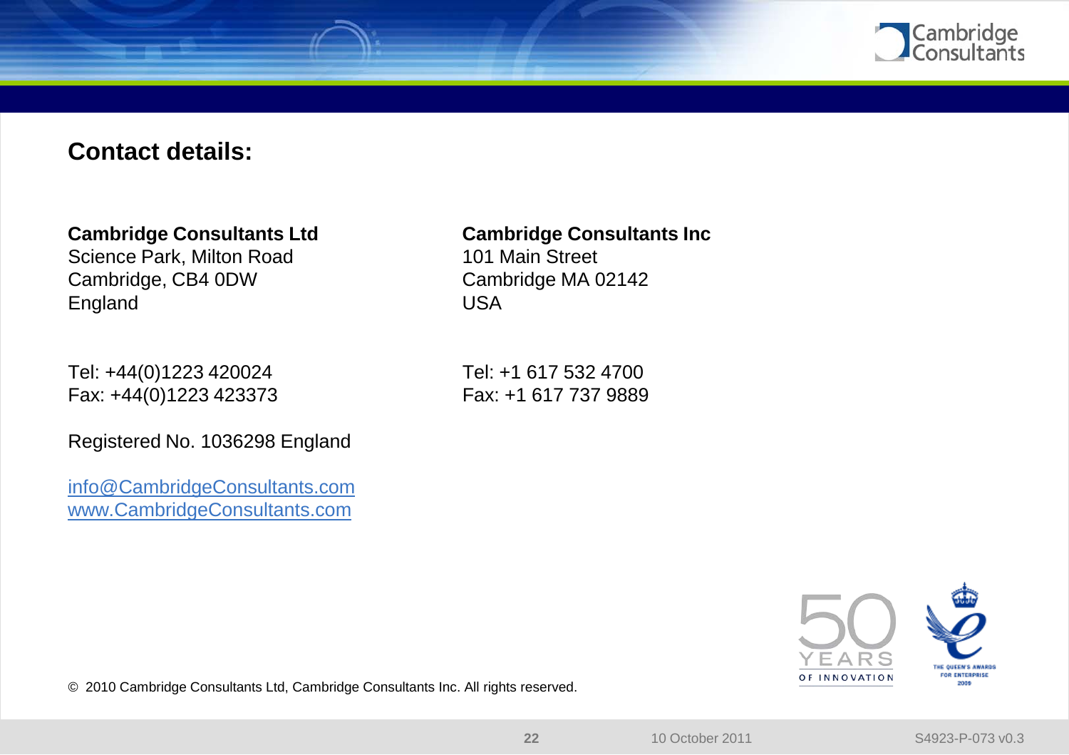## Contact details:

**Cambridge Consultants Ltd**
Science Park, Milton Road
Cambridge, CB4 0DW
England

Tel: +44(0)1223 420024
Fax: +44(0)1223 423373

Registered No. 1036298 England

info@CambridgeConsultants.com
www.CambridgeConsultants.com

**Cambridge Consultants Inc**
101 Main Street
Cambridge MA 02142
USA

Tel: +1 617 532 4700
Fax: +1 617 737 9889

© 2010 Cambridge Consultants Ltd, Cambridge Consultants Inc. All rights reserved.